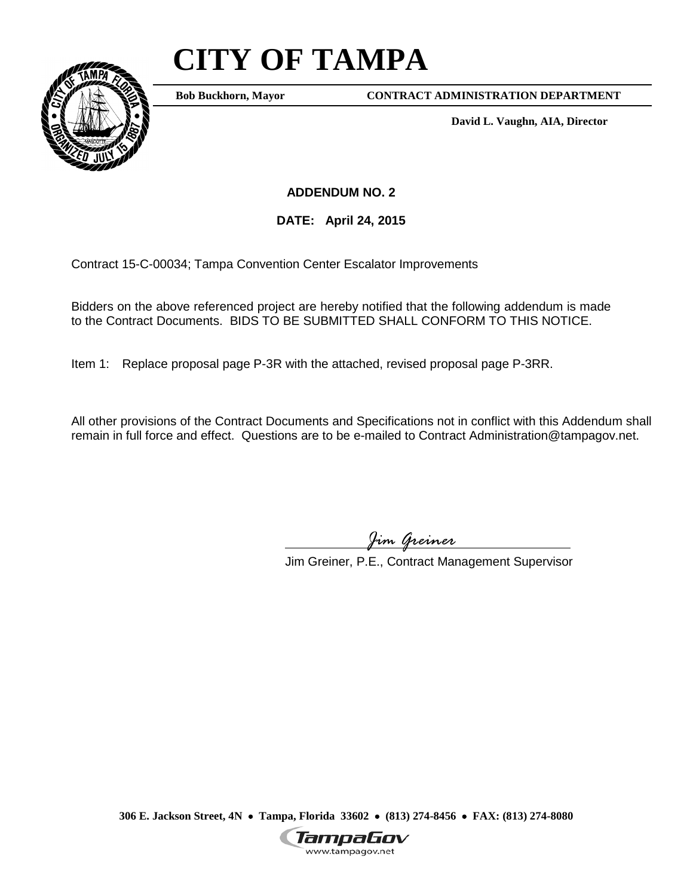# CITY OF TAMPA

**Bob Buckhorn, Mayor** **CONTRACT ADMINISTRATION DEPARTMENT**

**David L. Vaughn, AIA, Director**

**ADDENDUM NO. 2**

**DATE: April 24, 2015**

Contract 15-C-00034; Tampa Convention Center Escalator Improvements

Bidders on the above referenced project are hereby notified that the following addendum is made to the Contract Documents. BIDS TO BE SUBMITTED SHALL CONFORM TO THIS NOTICE.

Item 1: Replace proposal page P-3R with the attached, revised proposal page P-3RR.

All other provisions of the Contract Documents and Specifications not in conflict with this Addendum shall remain in full force and effect. Questions are to be e-mailed to Contract Administration@tampagov.net.

*Jim Greiner*

Jim Greiner, P.E., Contract Management Supervisor

**306 E. Jackson Street, 4N • Tampa, Florida 33602 • (813) 274-8456 • FAX: (813) 274-8080**

TampaGov
www.tampagov.net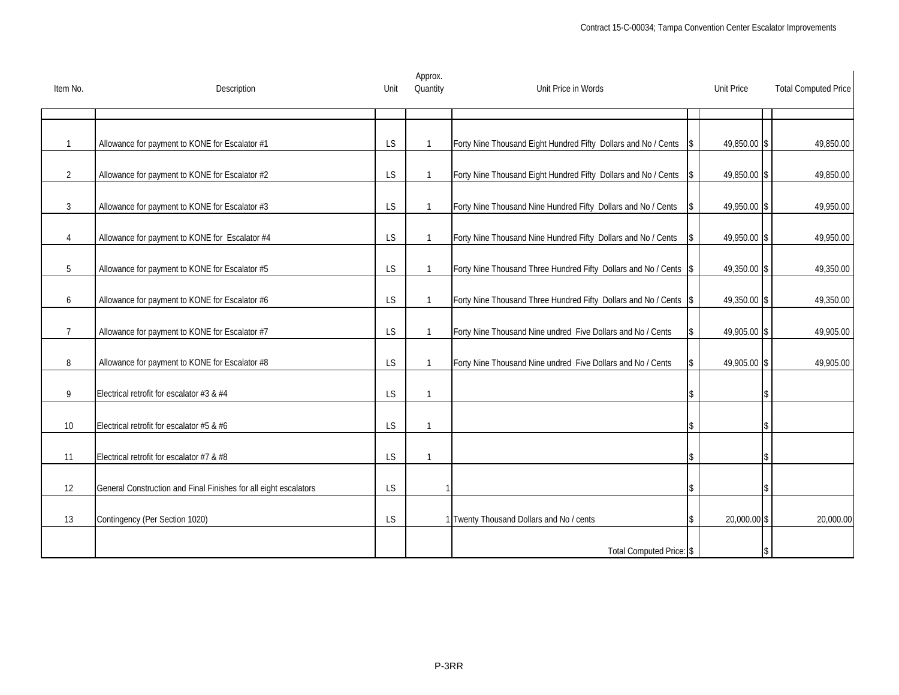| Item No. | Description | Unit | Approx. Quantity | Unit Price in Words | Unit Price | Total Computed Price |
|---|---|---|---|---|---|---|
| 1 | Allowance for payment to KONE for Escalator #1 | LS | 1 | Forty Nine Thousand Eight Hundred Fifty Dollars and No / Cents | $ 49,850.00 | $ 49,850.00 |
| 2 | Allowance for payment to KONE for Escalator #2 | LS | 1 | Forty Nine Thousand Eight Hundred Fifty Dollars and No / Cents | $ 49,850.00 | $ 49,850.00 |
| 3 | Allowance for payment to KONE for Escalator #3 | LS | 1 | Forty Nine Thousand Nine Hundred Fifty Dollars and No / Cents | $ 49,950.00 | $ 49,950.00 |
| 4 | Allowance for payment to KONE for Escalator #4 | LS | 1 | Forty Nine Thousand Nine Hundred Fifty Dollars and No / Cents | $ 49,950.00 | $ 49,950.00 |
| 5 | Allowance for payment to KONE for Escalator #5 | LS | 1 | Forty Nine Thousand Three Hundred Fifty Dollars and No / Cents | $ 49,350.00 | $ 49,350.00 |
| 6 | Allowance for payment to KONE for Escalator #6 | LS | 1 | Forty Nine Thousand Three Hundred Fifty Dollars and No / Cents | $ 49,350.00 | $ 49,350.00 |
| 7 | Allowance for payment to KONE for Escalator #7 | LS | 1 | Forty Nine Thousand Nine undred Five Dollars and No / Cents | $ 49,905.00 | $ 49,905.00 |
| 8 | Allowance for payment to KONE for Escalator #8 | LS | 1 | Forty Nine Thousand Nine undred Five Dollars and No / Cents | $ 49,905.00 | $ 49,905.00 |
| 9 | Electrical retrofit for escalator #3 & #4 | LS | 1 | | $ | $ |
| 10 | Electrical retrofit for escalator #5 & #6 | LS | 1 | | $ | $ |
| 11 | Electrical retrofit for escalator #7 & #8 | LS | 1 | | $ | $ |
| 12 | General Construction and Final Finishes for all eight escalators | LS | 1 | | $ | $ |
| 13 | Contingency (Per Section 1020) | LS | 1 | Twenty Thousand Dollars and No / cents | $ 20,000.00 | $ 20,000.00 |
| | | | | Total Computed Price: | $ | $ |